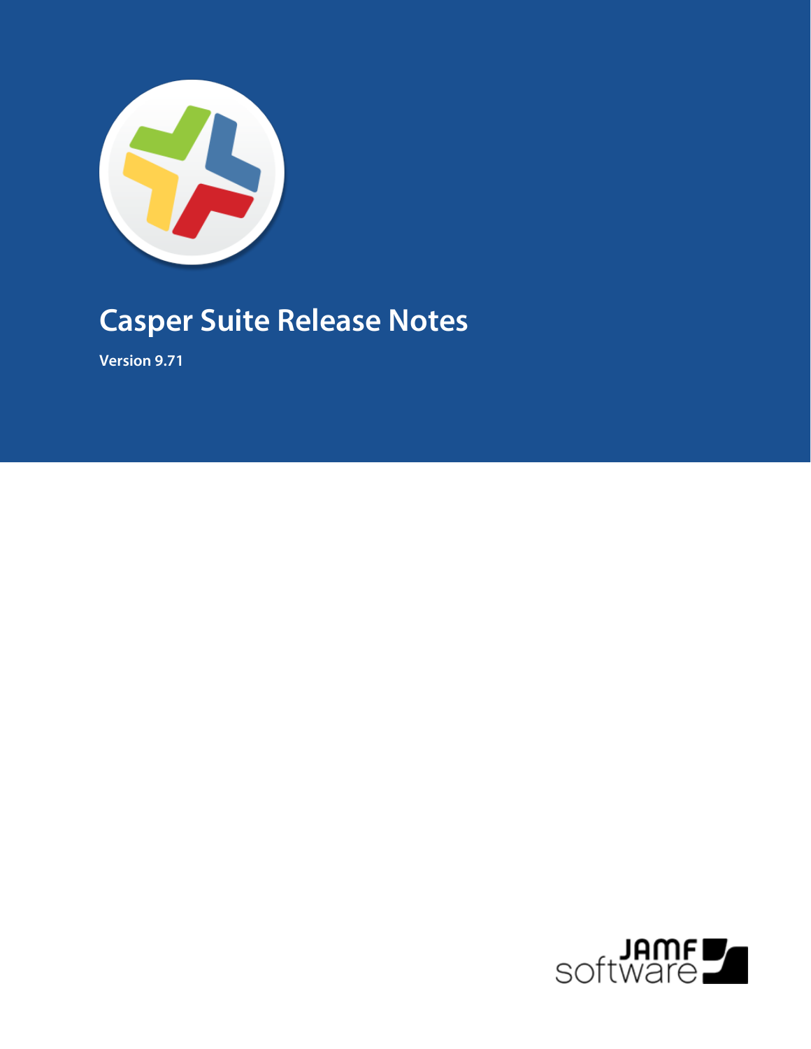# Casper Suite Release Notes

**Version 9.71**

JAMF software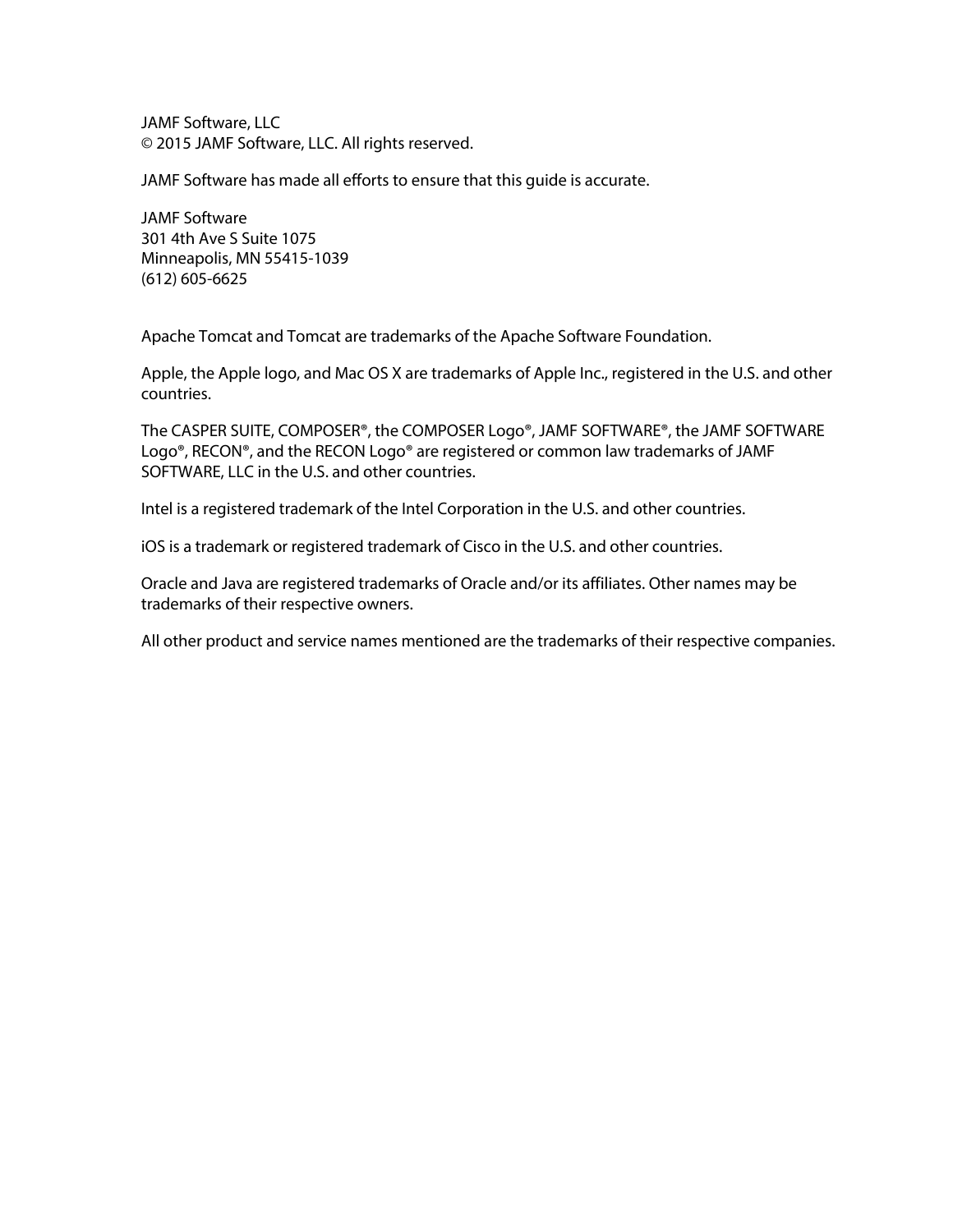JAMF Software, LLC
© 2015 JAMF Software, LLC. All rights reserved.

JAMF Software has made all efforts to ensure that this guide is accurate.

JAMF Software
301 4th Ave S Suite 1075
Minneapolis, MN 55415-1039
(612) 605-6625

Apache Tomcat and Tomcat are trademarks of the Apache Software Foundation.

Apple, the Apple logo, and Mac OS X are trademarks of Apple Inc., registered in the U.S. and other countries.

The CASPER SUITE, COMPOSER®, the COMPOSER Logo®, JAMF SOFTWARE®, the JAMF SOFTWARE Logo®, RECON®, and the RECON Logo® are registered or common law trademarks of JAMF SOFTWARE, LLC in the U.S. and other countries.

Intel is a registered trademark of the Intel Corporation in the U.S. and other countries.

iOS is a trademark or registered trademark of Cisco in the U.S. and other countries.

Oracle and Java are registered trademarks of Oracle and/or its affiliates. Other names may be trademarks of their respective owners.

All other product and service names mentioned are the trademarks of their respective companies.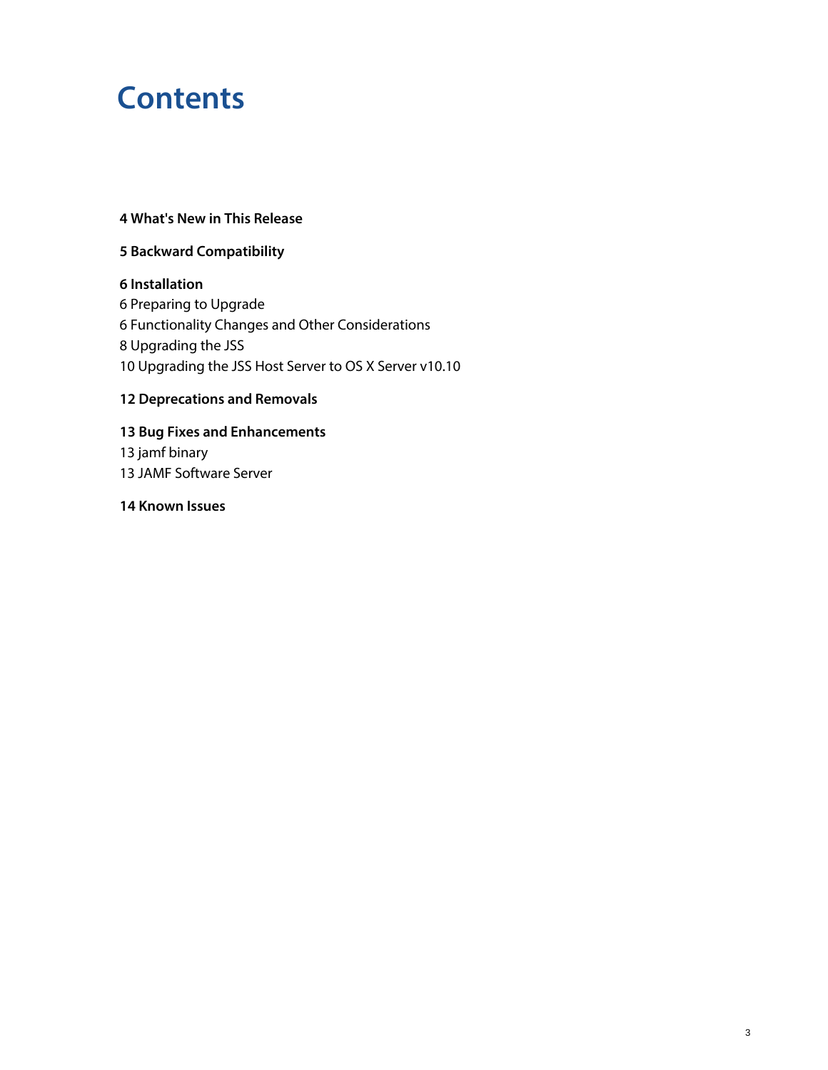# Contents

**4 What's New in This Release**

**5 Backward Compatibility**

**6 Installation**
6 Preparing to Upgrade
6 Functionality Changes and Other Considerations
8 Upgrading the JSS
10 Upgrading the JSS Host Server to OS X Server v10.10

**12 Deprecations and Removals**

**13 Bug Fixes and Enhancements**
13 jamf binary
13 JAMF Software Server

**14 Known Issues**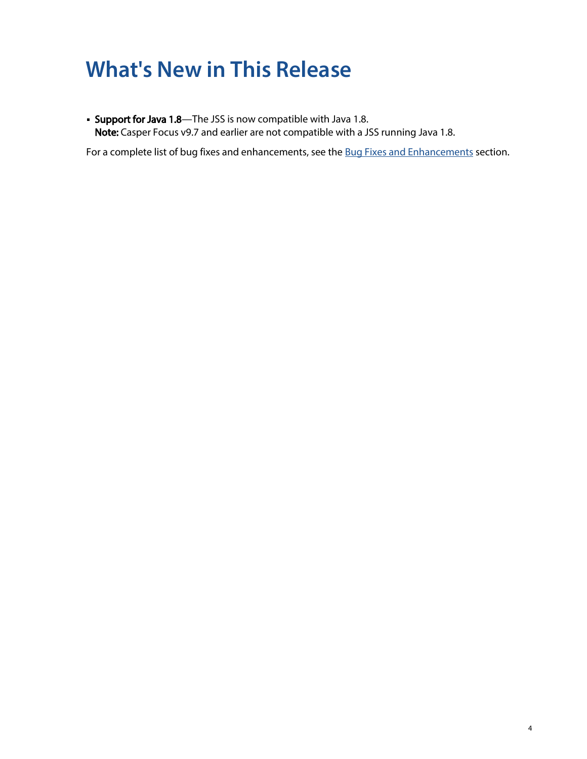# What's New in This Release

- **Support for Java 1.8**—The JSS is now compatible with Java 1.8.
  **Note:** Casper Focus v9.7 and earlier are not compatible with a JSS running Java 1.8.

For a complete list of bug fixes and enhancements, see the Bug Fixes and Enhancements section.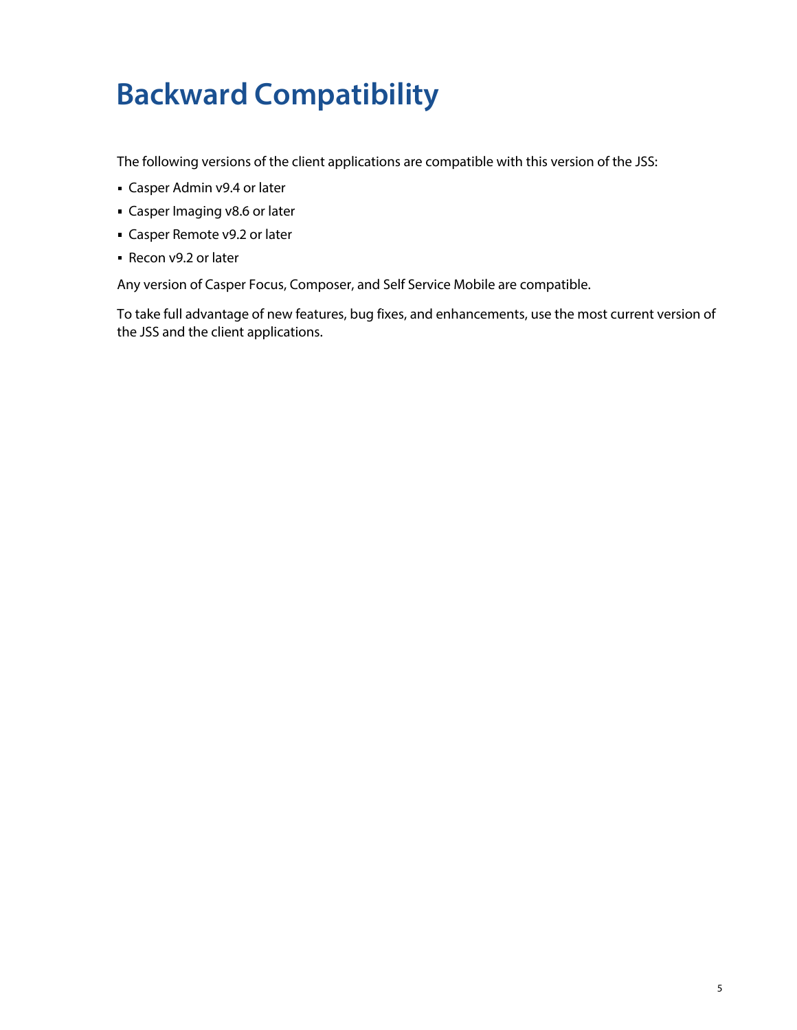# Backward Compatibility

The following versions of the client applications are compatible with this version of the JSS:

- Casper Admin v9.4 or later
- Casper Imaging v8.6 or later
- Casper Remote v9.2 or later
- Recon v9.2 or later

Any version of Casper Focus, Composer, and Self Service Mobile are compatible.

To take full advantage of new features, bug fixes, and enhancements, use the most current version of the JSS and the client applications.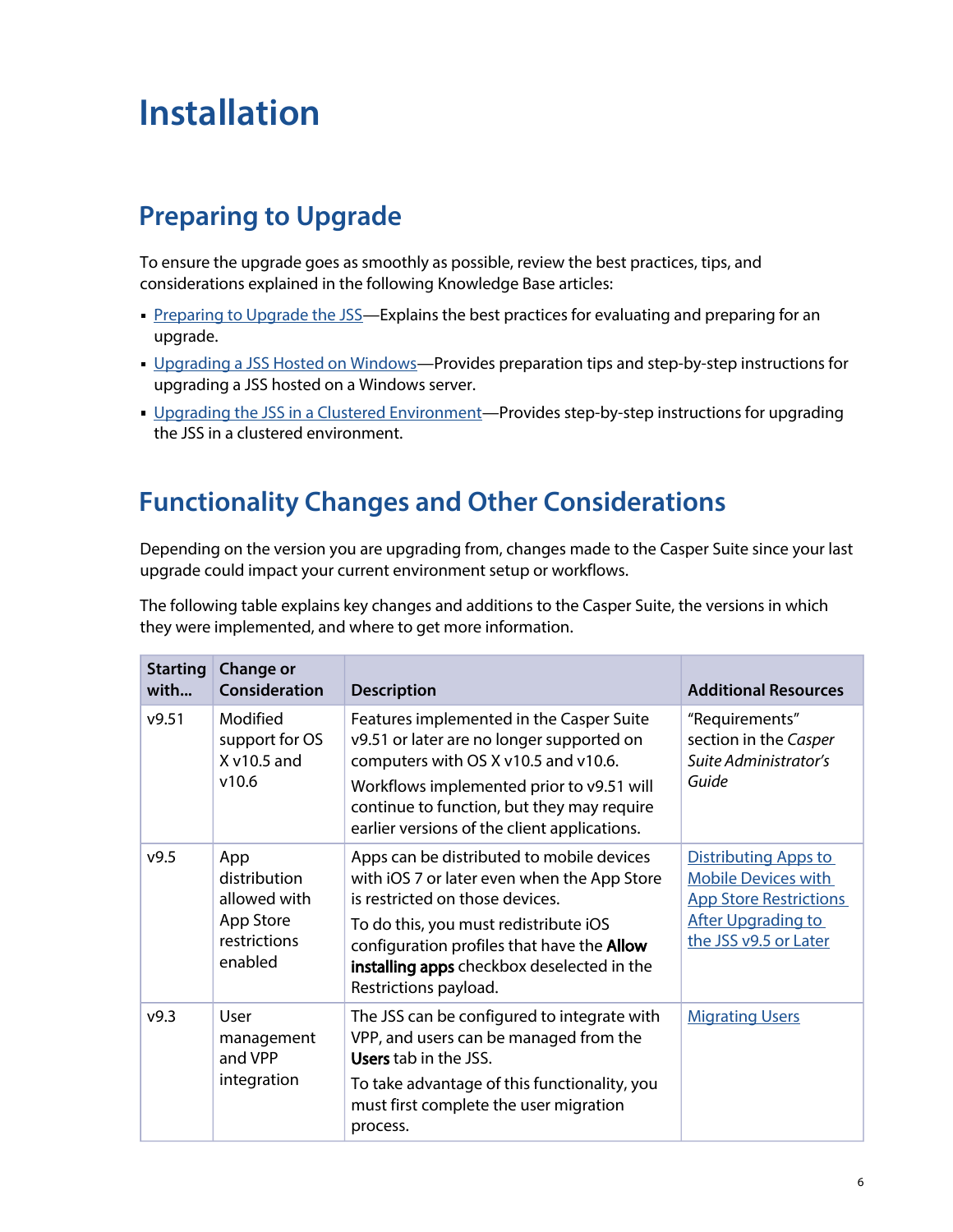# Installation

## Preparing to Upgrade

To ensure the upgrade goes as smoothly as possible, review the best practices, tips, and considerations explained in the following Knowledge Base articles:

- Preparing to Upgrade the JSS—Explains the best practices for evaluating and preparing for an upgrade.
- Upgrading a JSS Hosted on Windows—Provides preparation tips and step-by-step instructions for upgrading a JSS hosted on a Windows server.
- Upgrading the JSS in a Clustered Environment—Provides step-by-step instructions for upgrading the JSS in a clustered environment.

## Functionality Changes and Other Considerations

Depending on the version you are upgrading from, changes made to the Casper Suite since your last upgrade could impact your current environment setup or workflows.

The following table explains key changes and additions to the Casper Suite, the versions in which they were implemented, and where to get more information.

| Starting with... | Change or Consideration | Description | Additional Resources |
|---|---|---|---|
| v9.51 | Modified support for OS X v10.5 and v10.6 | Features implemented in the Casper Suite v9.51 or later are no longer supported on computers with OS X v10.5 and v10.6. Workflows implemented prior to v9.51 will continue to function, but they may require earlier versions of the client applications. | "Requirements" section in the *Casper Suite Administrator's Guide* |
| v9.5 | App distribution allowed with App Store restrictions enabled | Apps can be distributed to mobile devices with iOS 7 or later even when the App Store is restricted on those devices. To do this, you must redistribute iOS configuration profiles that have the **Allow installing apps** checkbox deselected in the Restrictions payload. | Distributing Apps to Mobile Devices with App Store Restrictions After Upgrading to the JSS v9.5 or Later |
| v9.3 | User management and VPP integration | The JSS can be configured to integrate with VPP, and users can be managed from the **Users** tab in the JSS. To take advantage of this functionality, you must first complete the user migration process. | Migrating Users |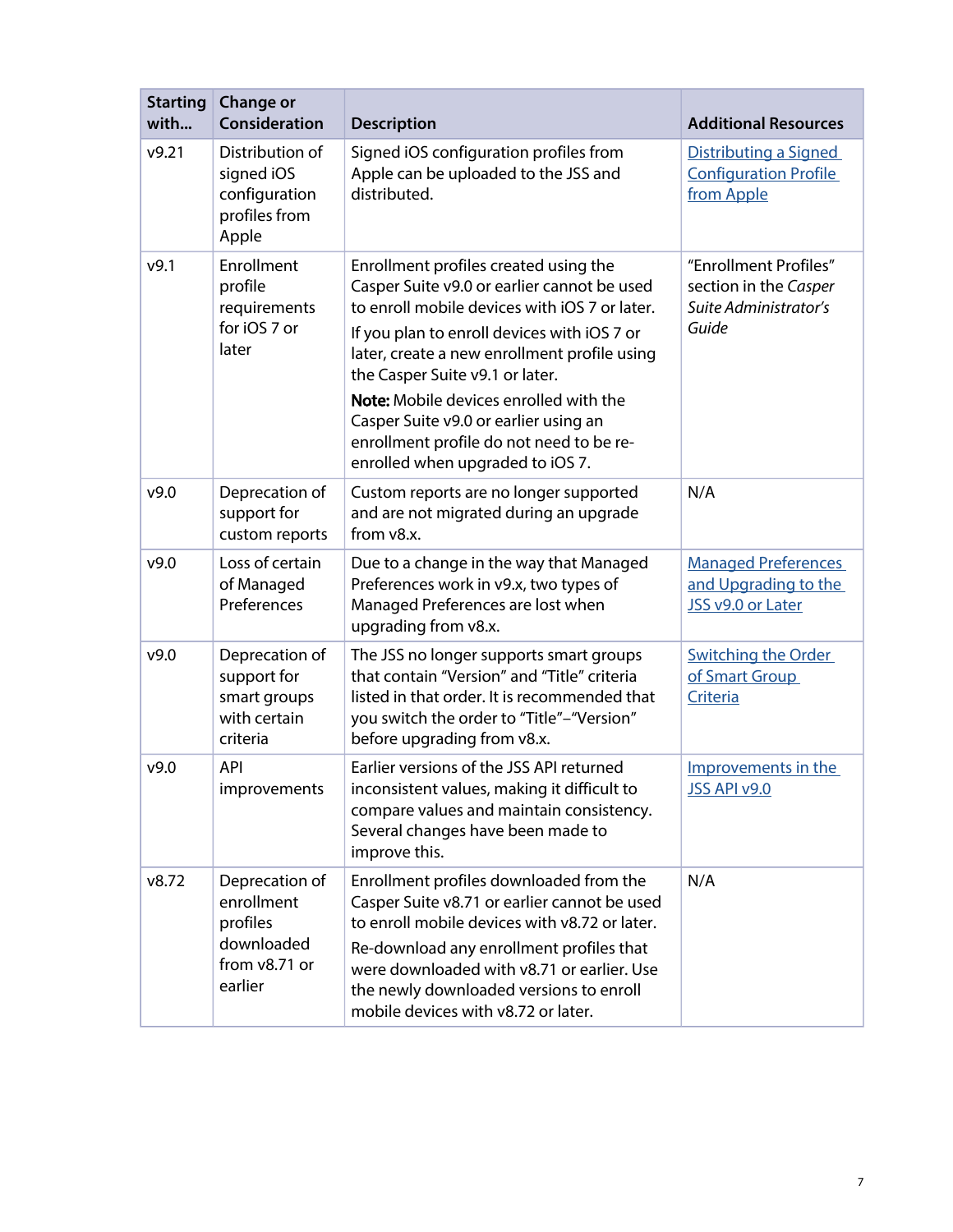| Starting with... | Change or Consideration | Description | Additional Resources |
|---|---|---|---|
| v9.21 | Distribution of signed iOS configuration profiles from Apple | Signed iOS configuration profiles from Apple can be uploaded to the JSS and distributed. | Distributing a Signed Configuration Profile from Apple |
| v9.1 | Enrollment profile requirements for iOS 7 or later | Enrollment profiles created using the Casper Suite v9.0 or earlier cannot be used to enroll mobile devices with iOS 7 or later.<br>If you plan to enroll devices with iOS 7 or later, create a new enrollment profile using the Casper Suite v9.1 or later.<br>**Note:** Mobile devices enrolled with the Casper Suite v9.0 or earlier using an enrollment profile do not need to be re-enrolled when upgraded to iOS 7. | "Enrollment Profiles" section in the *Casper Suite Administrator's Guide* |
| v9.0 | Deprecation of support for custom reports | Custom reports are no longer supported and are not migrated during an upgrade from v8.x. | N/A |
| v9.0 | Loss of certain of Managed Preferences | Due to a change in the way that Managed Preferences work in v9.x, two types of Managed Preferences are lost when upgrading from v8.x. | Managed Preferences and Upgrading to the JSS v9.0 or Later |
| v9.0 | Deprecation of support for smart groups with certain criteria | The JSS no longer supports smart groups that contain "Version" and "Title" criteria listed in that order. It is recommended that you switch the order to "Title"–"Version" before upgrading from v8.x. | Switching the Order of Smart Group Criteria |
| v9.0 | API improvements | Earlier versions of the JSS API returned inconsistent values, making it difficult to compare values and maintain consistency. Several changes have been made to improve this. | Improvements in the JSS API v9.0 |
| v8.72 | Deprecation of enrollment profiles downloaded from v8.71 or earlier | Enrollment profiles downloaded from the Casper Suite v8.71 or earlier cannot be used to enroll mobile devices with v8.72 or later.<br>Re-download any enrollment profiles that were downloaded with v8.71 or earlier. Use the newly downloaded versions to enroll mobile devices with v8.72 or later. | N/A |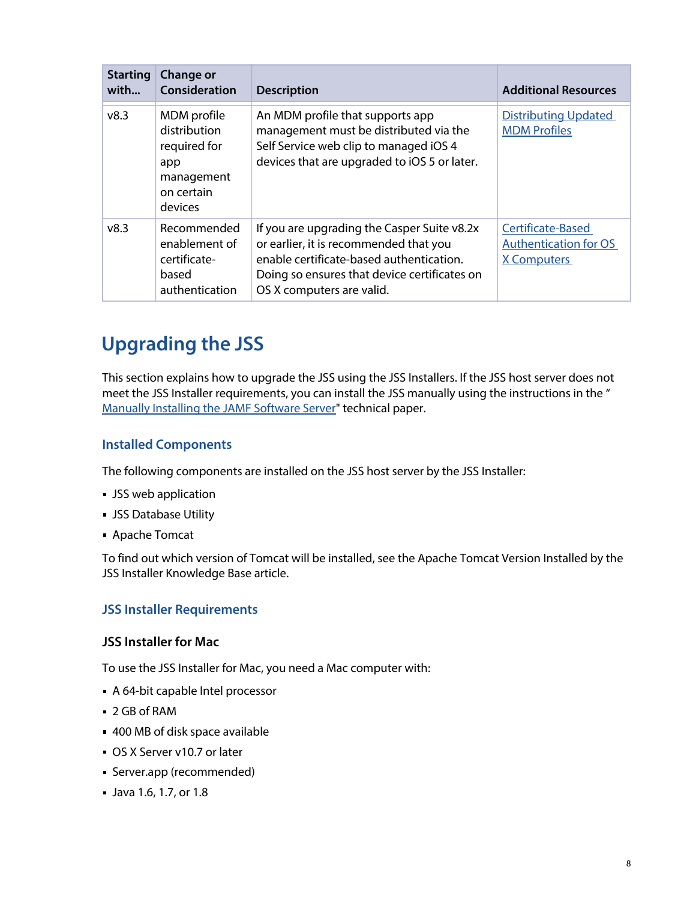| Starting with... | Change or Consideration | Description | Additional Resources |
| --- | --- | --- | --- |
| v8.3 | MDM profile distribution required for app management on certain devices | An MDM profile that supports app management must be distributed via the Self Service web clip to managed iOS 4 devices that are upgraded to iOS 5 or later. | [Distributing Updated MDM Profiles]() |
| v8.3 | Recommended enablement of certificate-based authentication | If you are upgrading the Casper Suite v8.2x or earlier, it is recommended that you enable certificate-based authentication. Doing so ensures that device certificates on OS X computers are valid. | [Certificate-Based Authentication for OS X Computers]() |

# Upgrading the JSS

This section explains how to upgrade the JSS using the JSS Installers. If the JSS host server does not meet the JSS Installer requirements, you can install the JSS manually using the instructions in the "[Manually Installing the JAMF Software Server]()" technical paper.

## Installed Components

The following components are installed on the JSS host server by the JSS Installer:

- JSS web application
- JSS Database Utility
- Apache Tomcat

To find out which version of Tomcat will be installed, see the Apache Tomcat Version Installed by the JSS Installer Knowledge Base article.

## JSS Installer Requirements

### JSS Installer for Mac

To use the JSS Installer for Mac, you need a Mac computer with:

- A 64-bit capable Intel processor
- 2 GB of RAM
- 400 MB of disk space available
- OS X Server v10.7 or later
- Server.app (recommended)
- Java 1.6, 1.7, or 1.8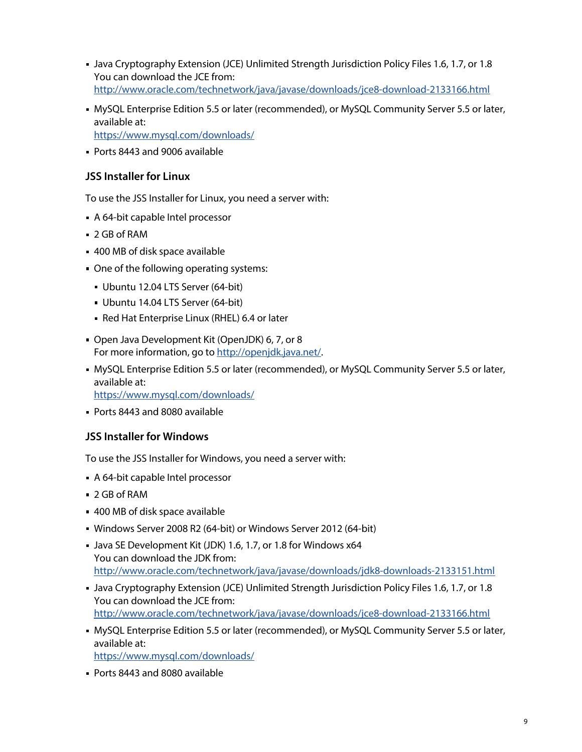- Java Cryptography Extension (JCE) Unlimited Strength Jurisdiction Policy Files 1.6, 1.7, or 1.8
  You can download the JCE from:
  http://www.oracle.com/technetwork/java/javase/downloads/jce8-download-2133166.html
- MySQL Enterprise Edition 5.5 or later (recommended), or MySQL Community Server 5.5 or later, available at:
  https://www.mysql.com/downloads/
- Ports 8443 and 9006 available

### JSS Installer for Linux

To use the JSS Installer for Linux, you need a server with:

- A 64-bit capable Intel processor
- 2 GB of RAM
- 400 MB of disk space available
- One of the following operating systems:
  - Ubuntu 12.04 LTS Server (64-bit)
  - Ubuntu 14.04 LTS Server (64-bit)
  - Red Hat Enterprise Linux (RHEL) 6.4 or later
- Open Java Development Kit (OpenJDK) 6, 7, or 8
  For more information, go to http://openjdk.java.net/.
- MySQL Enterprise Edition 5.5 or later (recommended), or MySQL Community Server 5.5 or later, available at:
  https://www.mysql.com/downloads/
- Ports 8443 and 8080 available

### JSS Installer for Windows

To use the JSS Installer for Windows, you need a server with:

- A 64-bit capable Intel processor
- 2 GB of RAM
- 400 MB of disk space available
- Windows Server 2008 R2 (64-bit) or Windows Server 2012 (64-bit)
- Java SE Development Kit (JDK) 1.6, 1.7, or 1.8 for Windows x64
  You can download the JDK from:
  http://www.oracle.com/technetwork/java/javase/downloads/jdk8-downloads-2133151.html
- Java Cryptography Extension (JCE) Unlimited Strength Jurisdiction Policy Files 1.6, 1.7, or 1.8
  You can download the JCE from:
  http://www.oracle.com/technetwork/java/javase/downloads/jce8-download-2133166.html
- MySQL Enterprise Edition 5.5 or later (recommended), or MySQL Community Server 5.5 or later, available at:
  https://www.mysql.com/downloads/
- Ports 8443 and 8080 available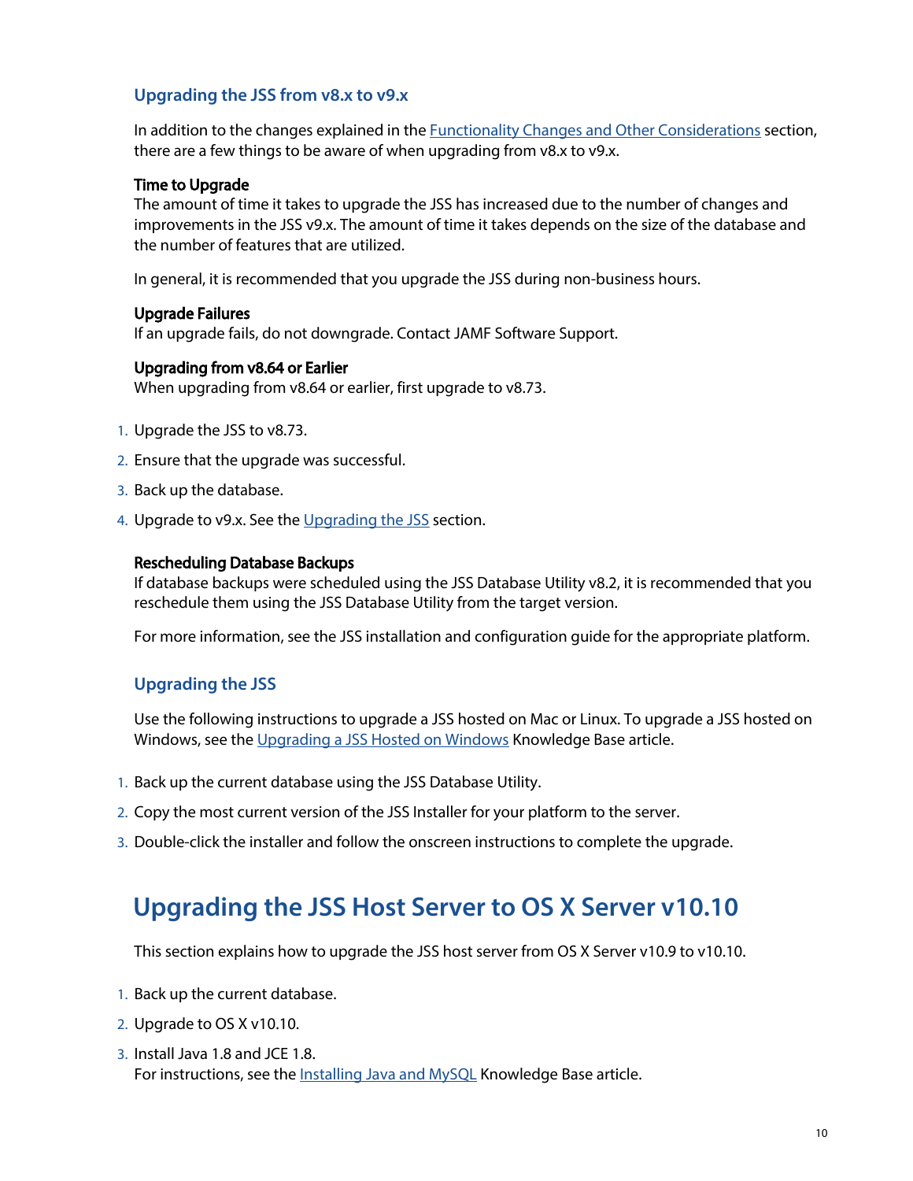### Upgrading the JSS from v8.x to v9.x

In addition to the changes explained in the Functionality Changes and Other Considerations section, there are a few things to be aware of when upgrading from v8.x to v9.x.

**Time to Upgrade**
The amount of time it takes to upgrade the JSS has increased due to the number of changes and improvements in the JSS v9.x. The amount of time it takes depends on the size of the database and the number of features that are utilized.

In general, it is recommended that you upgrade the JSS during non-business hours.

**Upgrade Failures**
If an upgrade fails, do not downgrade. Contact JAMF Software Support.

**Upgrading from v8.64 or Earlier**
When upgrading from v8.64 or earlier, first upgrade to v8.73.

1. Upgrade the JSS to v8.73.
2. Ensure that the upgrade was successful.
3. Back up the database.
4. Upgrade to v9.x. See the Upgrading the JSS section.

**Rescheduling Database Backups**
If database backups were scheduled using the JSS Database Utility v8.2, it is recommended that you reschedule them using the JSS Database Utility from the target version.

For more information, see the JSS installation and configuration guide for the appropriate platform.

### Upgrading the JSS

Use the following instructions to upgrade a JSS hosted on Mac or Linux. To upgrade a JSS hosted on Windows, see the Upgrading a JSS Hosted on Windows Knowledge Base article.

1. Back up the current database using the JSS Database Utility.
2. Copy the most current version of the JSS Installer for your platform to the server.
3. Double-click the installer and follow the onscreen instructions to complete the upgrade.

## Upgrading the JSS Host Server to OS X Server v10.10

This section explains how to upgrade the JSS host server from OS X Server v10.9 to v10.10.

1. Back up the current database.
2. Upgrade to OS X v10.10.
3. Install Java 1.8 and JCE 1.8.
   For instructions, see the Installing Java and MySQL Knowledge Base article.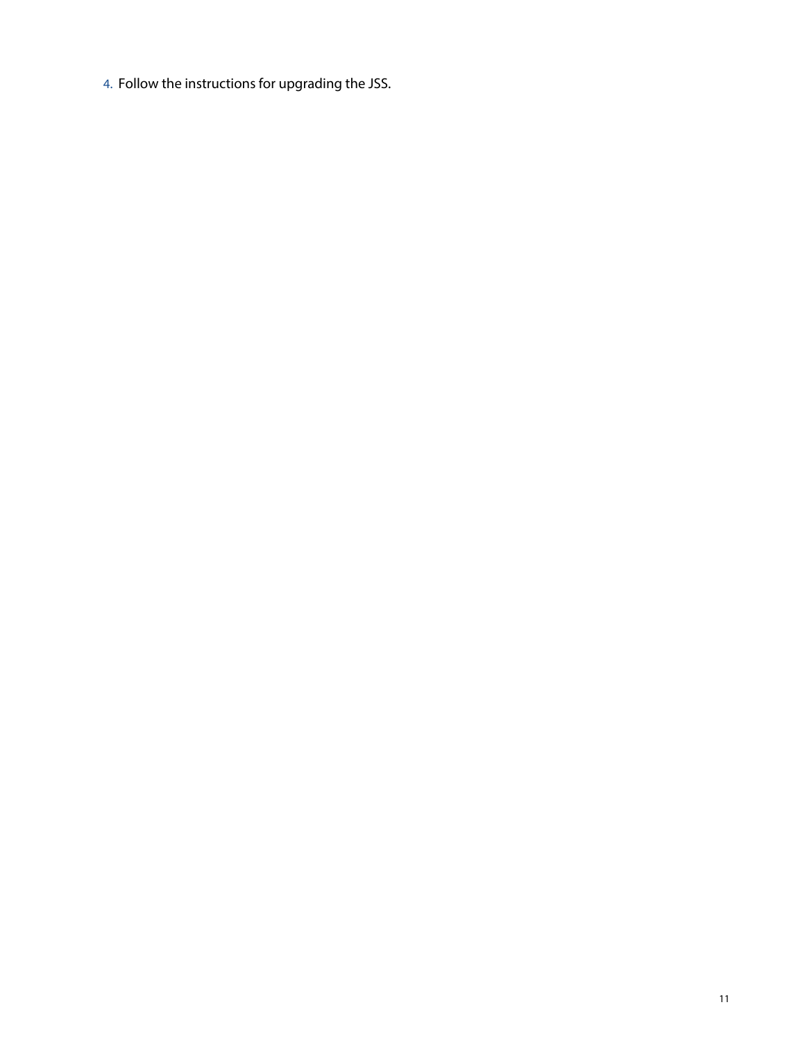4. Follow the instructions for upgrading the JSS.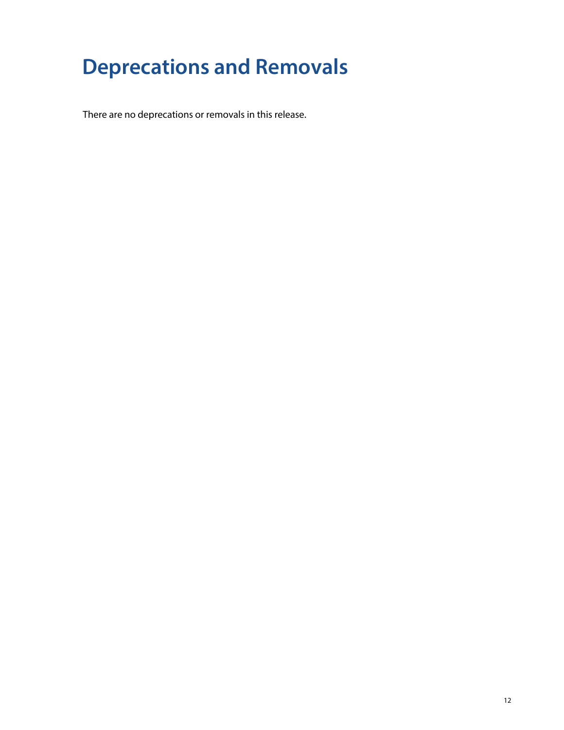# Deprecations and Removals

There are no deprecations or removals in this release.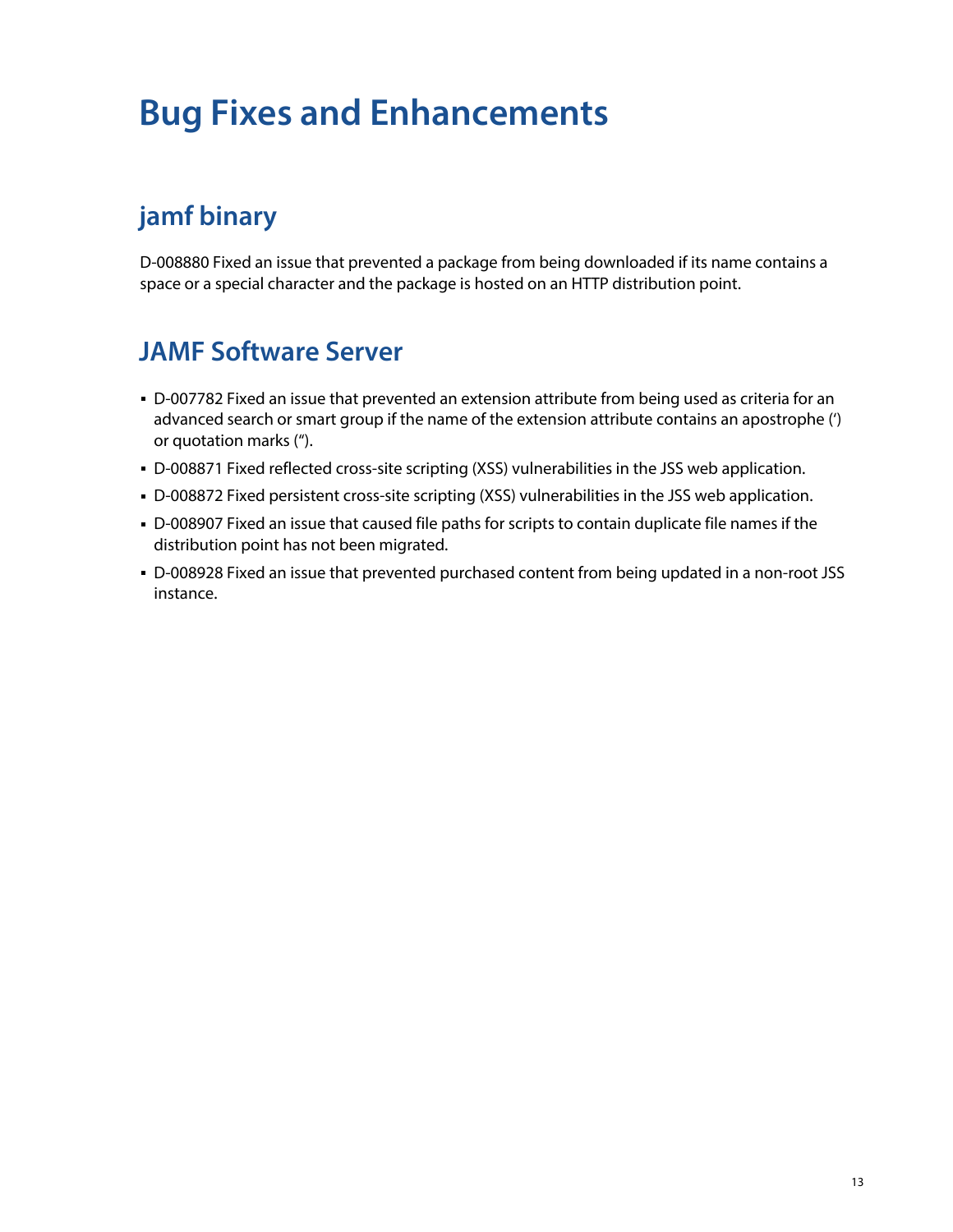# Bug Fixes and Enhancements

## jamf binary

D-008880 Fixed an issue that prevented a package from being downloaded if its name contains a space or a special character and the package is hosted on an HTTP distribution point.

## JAMF Software Server

- D-007782 Fixed an issue that prevented an extension attribute from being used as criteria for an advanced search or smart group if the name of the extension attribute contains an apostrophe (') or quotation marks (").
- D-008871 Fixed reflected cross-site scripting (XSS) vulnerabilities in the JSS web application.
- D-008872 Fixed persistent cross-site scripting (XSS) vulnerabilities in the JSS web application.
- D-008907 Fixed an issue that caused file paths for scripts to contain duplicate file names if the distribution point has not been migrated.
- D-008928 Fixed an issue that prevented purchased content from being updated in a non-root JSS instance.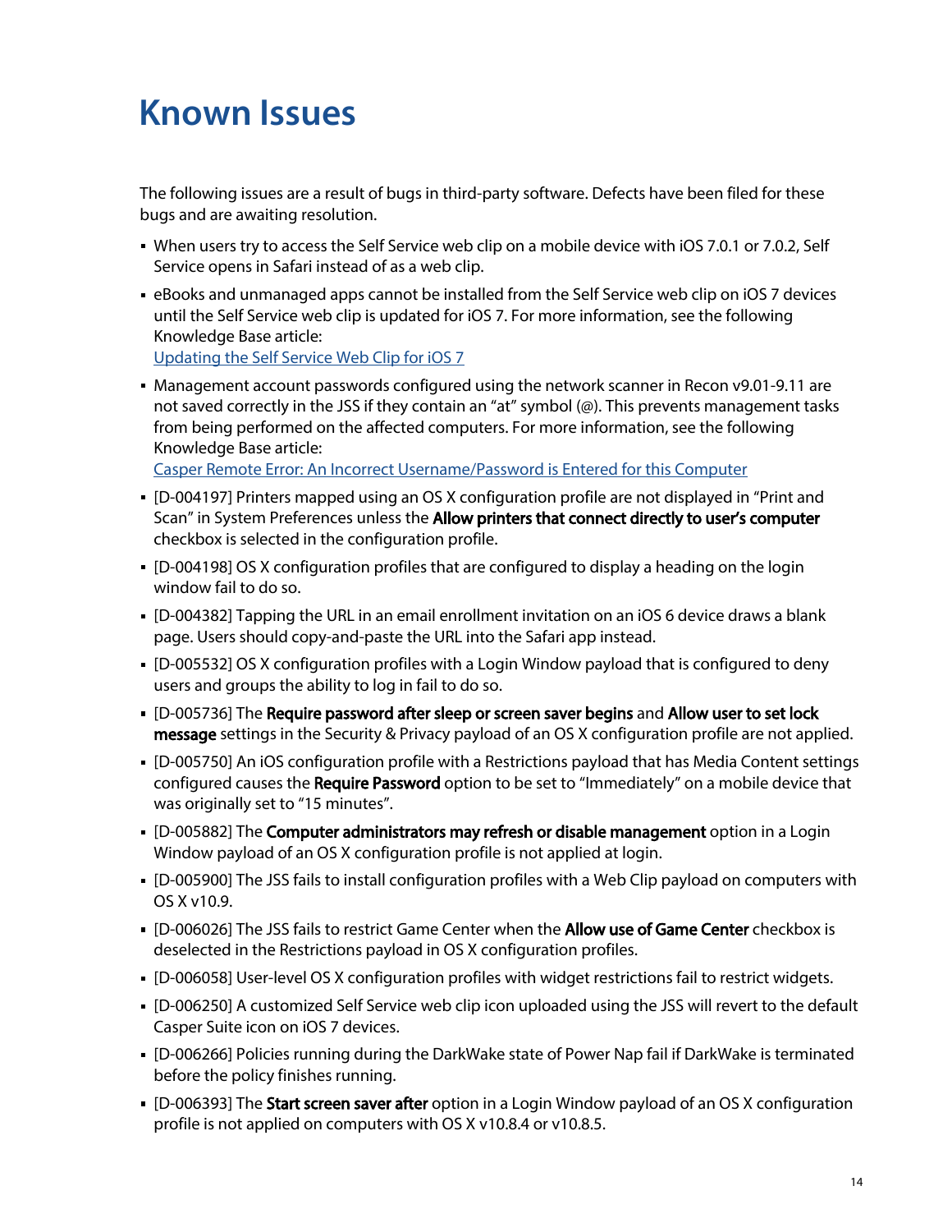# Known Issues

The following issues are a result of bugs in third-party software. Defects have been filed for these bugs and are awaiting resolution.

- When users try to access the Self Service web clip on a mobile device with iOS 7.0.1 or 7.0.2, Self Service opens in Safari instead of as a web clip.
- eBooks and unmanaged apps cannot be installed from the Self Service web clip on iOS 7 devices until the Self Service web clip is updated for iOS 7. For more information, see the following Knowledge Base article:
  Updating the Self Service Web Clip for iOS 7
- Management account passwords configured using the network scanner in Recon v9.01-9.11 are not saved correctly in the JSS if they contain an "at" symbol (@). This prevents management tasks from being performed on the affected computers. For more information, see the following Knowledge Base article:
  Casper Remote Error: An Incorrect Username/Password is Entered for this Computer
- [D-004197] Printers mapped using an OS X configuration profile are not displayed in "Print and Scan" in System Preferences unless the **Allow printers that connect directly to user's computer** checkbox is selected in the configuration profile.
- [D-004198] OS X configuration profiles that are configured to display a heading on the login window fail to do so.
- [D-004382] Tapping the URL in an email enrollment invitation on an iOS 6 device draws a blank page. Users should copy-and-paste the URL into the Safari app instead.
- [D-005532] OS X configuration profiles with a Login Window payload that is configured to deny users and groups the ability to log in fail to do so.
- [D-005736] The **Require password after sleep or screen saver begins** and **Allow user to set lock message** settings in the Security & Privacy payload of an OS X configuration profile are not applied.
- [D-005750] An iOS configuration profile with a Restrictions payload that has Media Content settings configured causes the **Require Password** option to be set to "Immediately" on a mobile device that was originally set to "15 minutes".
- [D-005882] The **Computer administrators may refresh or disable management** option in a Login Window payload of an OS X configuration profile is not applied at login.
- [D-005900] The JSS fails to install configuration profiles with a Web Clip payload on computers with OS X v10.9.
- [D-006026] The JSS fails to restrict Game Center when the **Allow use of Game Center** checkbox is deselected in the Restrictions payload in OS X configuration profiles.
- [D-006058] User-level OS X configuration profiles with widget restrictions fail to restrict widgets.
- [D-006250] A customized Self Service web clip icon uploaded using the JSS will revert to the default Casper Suite icon on iOS 7 devices.
- [D-006266] Policies running during the DarkWake state of Power Nap fail if DarkWake is terminated before the policy finishes running.
- [D-006393] The **Start screen saver after** option in a Login Window payload of an OS X configuration profile is not applied on computers with OS X v10.8.4 or v10.8.5.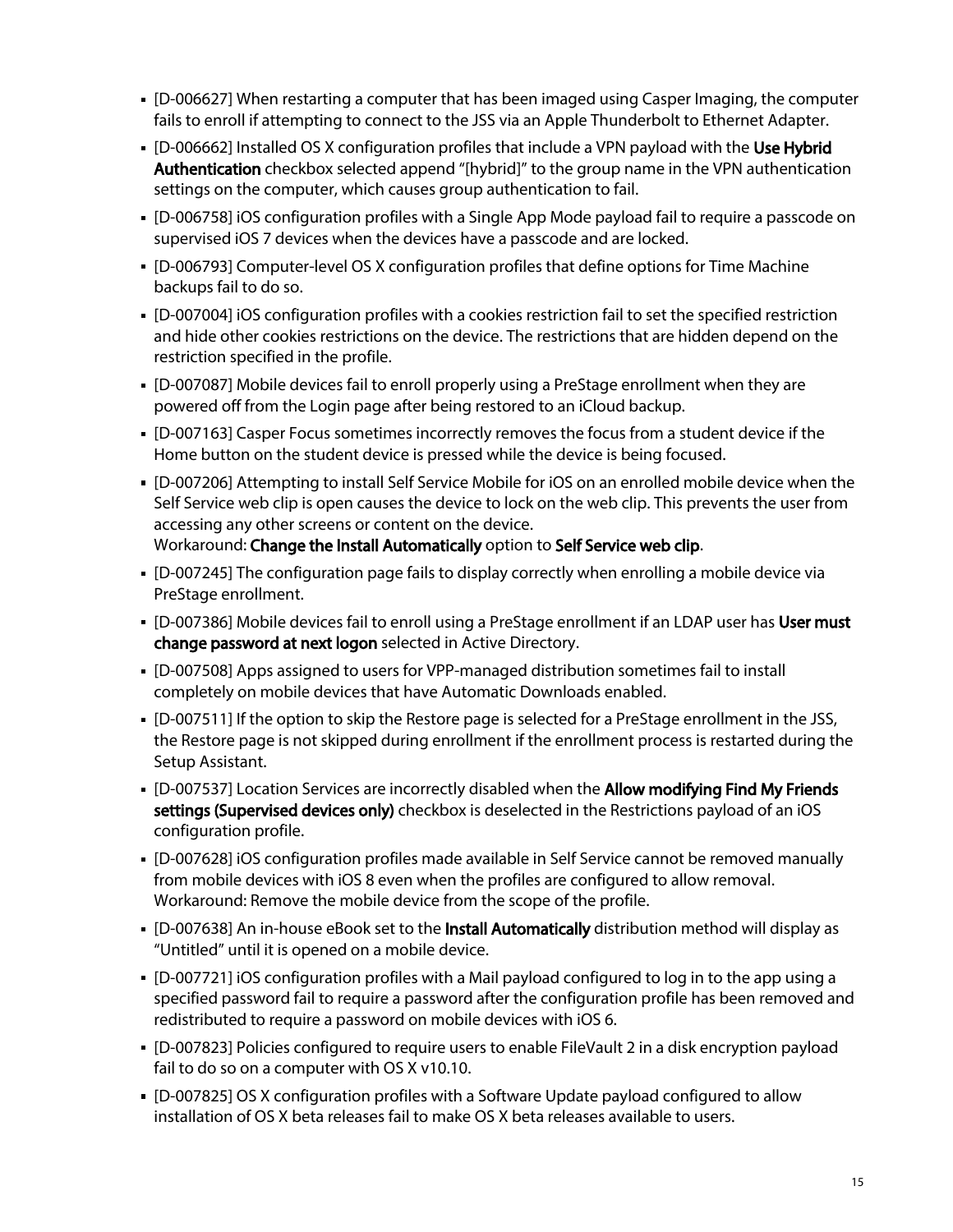- [D-006627] When restarting a computer that has been imaged using Casper Imaging, the computer fails to enroll if attempting to connect to the JSS via an Apple Thunderbolt to Ethernet Adapter.
- [D-006662] Installed OS X configuration profiles that include a VPN payload with the **Use Hybrid Authentication** checkbox selected append "[hybrid]" to the group name in the VPN authentication settings on the computer, which causes group authentication to fail.
- [D-006758] iOS configuration profiles with a Single App Mode payload fail to require a passcode on supervised iOS 7 devices when the devices have a passcode and are locked.
- [D-006793] Computer-level OS X configuration profiles that define options for Time Machine backups fail to do so.
- [D-007004] iOS configuration profiles with a cookies restriction fail to set the specified restriction and hide other cookies restrictions on the device. The restrictions that are hidden depend on the restriction specified in the profile.
- [D-007087] Mobile devices fail to enroll properly using a PreStage enrollment when they are powered off from the Login page after being restored to an iCloud backup.
- [D-007163] Casper Focus sometimes incorrectly removes the focus from a student device if the Home button on the student device is pressed while the device is being focused.
- [D-007206] Attempting to install Self Service Mobile for iOS on an enrolled mobile device when the Self Service web clip is open causes the device to lock on the web clip. This prevents the user from accessing any other screens or content on the device.
  Workaround: **Change the Install Automatically** option to **Self Service web clip**.
- [D-007245] The configuration page fails to display correctly when enrolling a mobile device via PreStage enrollment.
- [D-007386] Mobile devices fail to enroll using a PreStage enrollment if an LDAP user has **User must change password at next logon** selected in Active Directory.
- [D-007508] Apps assigned to users for VPP-managed distribution sometimes fail to install completely on mobile devices that have Automatic Downloads enabled.
- [D-007511] If the option to skip the Restore page is selected for a PreStage enrollment in the JSS, the Restore page is not skipped during enrollment if the enrollment process is restarted during the Setup Assistant.
- [D-007537] Location Services are incorrectly disabled when the **Allow modifying Find My Friends settings (Supervised devices only)** checkbox is deselected in the Restrictions payload of an iOS configuration profile.
- [D-007628] iOS configuration profiles made available in Self Service cannot be removed manually from mobile devices with iOS 8 even when the profiles are configured to allow removal.
  Workaround: Remove the mobile device from the scope of the profile.
- [D-007638] An in-house eBook set to the **Install Automatically** distribution method will display as "Untitled" until it is opened on a mobile device.
- [D-007721] iOS configuration profiles with a Mail payload configured to log in to the app using a specified password fail to require a password after the configuration profile has been removed and redistributed to require a password on mobile devices with iOS 6.
- [D-007823] Policies configured to require users to enable FileVault 2 in a disk encryption payload fail to do so on a computer with OS X v10.10.
- [D-007825] OS X configuration profiles with a Software Update payload configured to allow installation of OS X beta releases fail to make OS X beta releases available to users.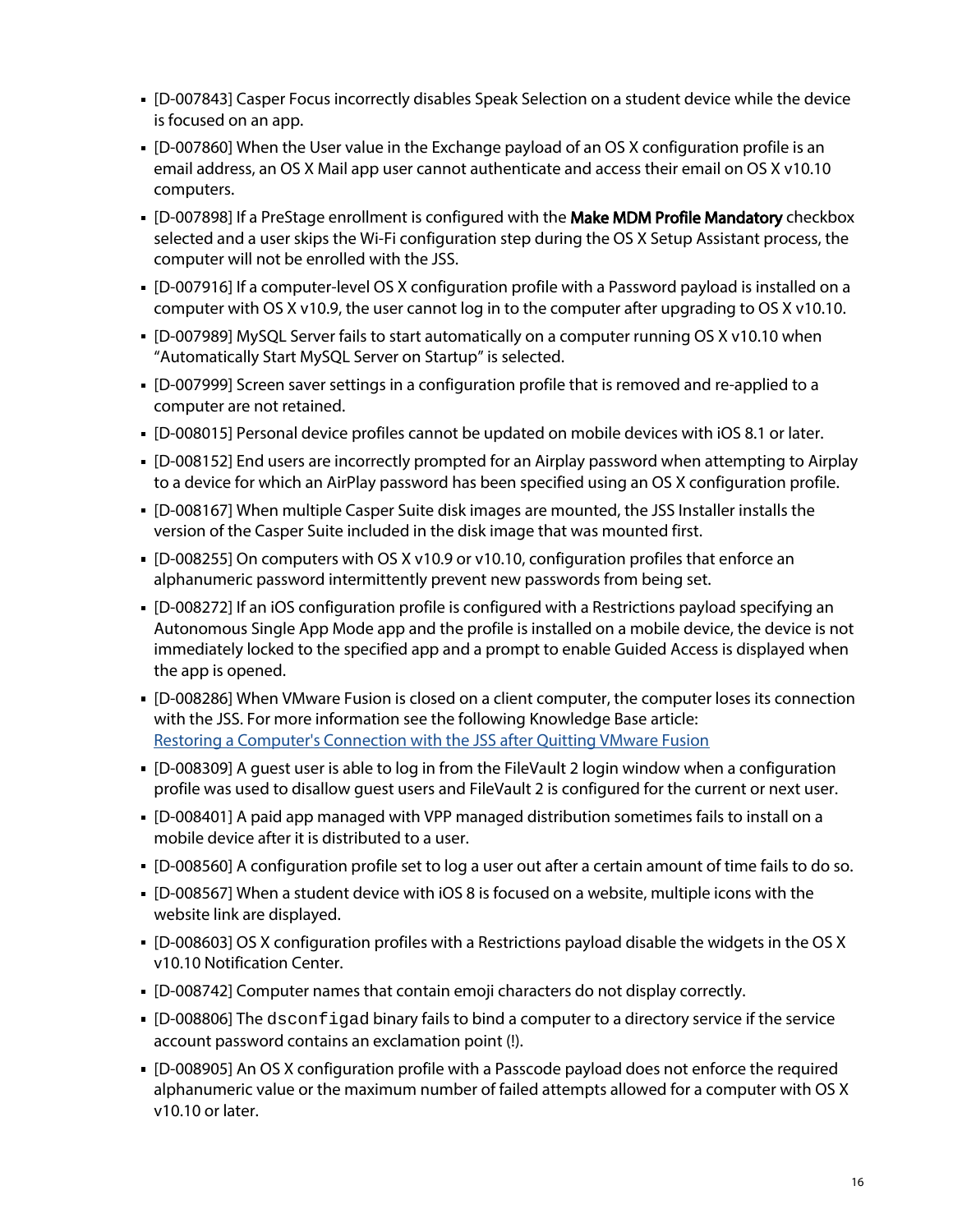- [D-007843] Casper Focus incorrectly disables Speak Selection on a student device while the device is focused on an app.
- [D-007860] When the User value in the Exchange payload of an OS X configuration profile is an email address, an OS X Mail app user cannot authenticate and access their email on OS X v10.10 computers.
- [D-007898] If a PreStage enrollment is configured with the **Make MDM Profile Mandatory** checkbox selected and a user skips the Wi-Fi configuration step during the OS X Setup Assistant process, the computer will not be enrolled with the JSS.
- [D-007916] If a computer-level OS X configuration profile with a Password payload is installed on a computer with OS X v10.9, the user cannot log in to the computer after upgrading to OS X v10.10.
- [D-007989] MySQL Server fails to start automatically on a computer running OS X v10.10 when "Automatically Start MySQL Server on Startup" is selected.
- [D-007999] Screen saver settings in a configuration profile that is removed and re-applied to a computer are not retained.
- [D-008015] Personal device profiles cannot be updated on mobile devices with iOS 8.1 or later.
- [D-008152] End users are incorrectly prompted for an Airplay password when attempting to Airplay to a device for which an AirPlay password has been specified using an OS X configuration profile.
- [D-008167] When multiple Casper Suite disk images are mounted, the JSS Installer installs the version of the Casper Suite included in the disk image that was mounted first.
- [D-008255] On computers with OS X v10.9 or v10.10, configuration profiles that enforce an alphanumeric password intermittently prevent new passwords from being set.
- [D-008272] If an iOS configuration profile is configured with a Restrictions payload specifying an Autonomous Single App Mode app and the profile is installed on a mobile device, the device is not immediately locked to the specified app and a prompt to enable Guided Access is displayed when the app is opened.
- [D-008286] When VMware Fusion is closed on a client computer, the computer loses its connection with the JSS. For more information see the following Knowledge Base article: Restoring a Computer's Connection with the JSS after Quitting VMware Fusion
- [D-008309] A guest user is able to log in from the FileVault 2 login window when a configuration profile was used to disallow guest users and FileVault 2 is configured for the current or next user.
- [D-008401] A paid app managed with VPP managed distribution sometimes fails to install on a mobile device after it is distributed to a user.
- [D-008560] A configuration profile set to log a user out after a certain amount of time fails to do so.
- [D-008567] When a student device with iOS 8 is focused on a website, multiple icons with the website link are displayed.
- [D-008603] OS X configuration profiles with a Restrictions payload disable the widgets in the OS X v10.10 Notification Center.
- [D-008742] Computer names that contain emoji characters do not display correctly.
- [D-008806] The `dsconfigad` binary fails to bind a computer to a directory service if the service account password contains an exclamation point (!).
- [D-008905] An OS X configuration profile with a Passcode payload does not enforce the required alphanumeric value or the maximum number of failed attempts allowed for a computer with OS X v10.10 or later.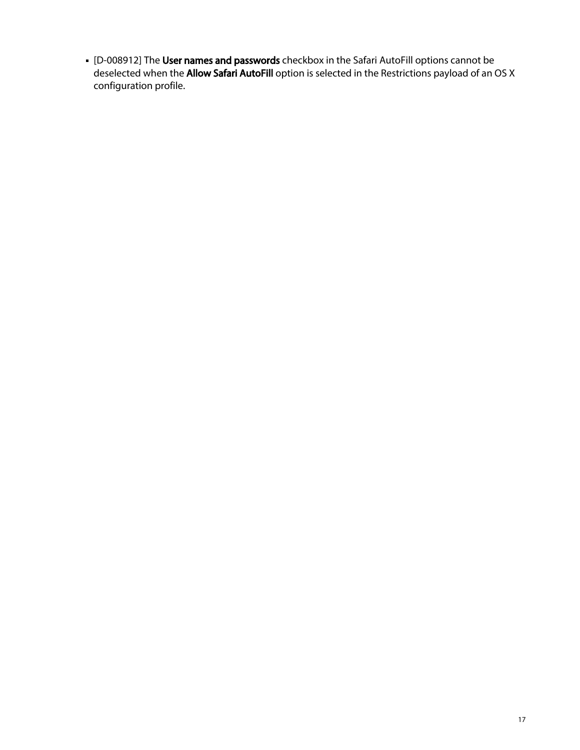- [D-008912] The **User names and passwords** checkbox in the Safari AutoFill options cannot be deselected when the **Allow Safari AutoFill** option is selected in the Restrictions payload of an OS X configuration profile.